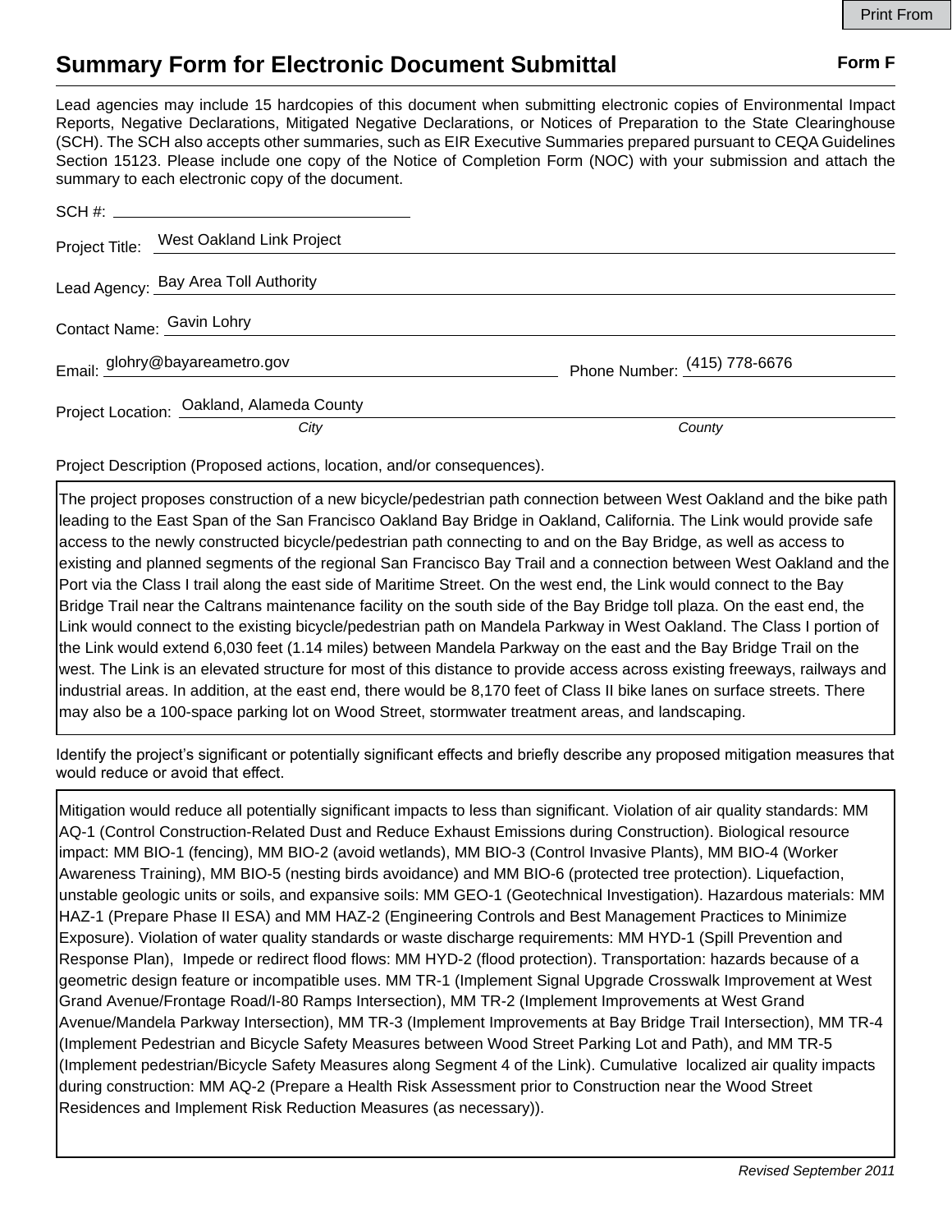Print From

# Summary Form for Electronic Document Submittal

**Form F**

Lead agencies may include 15 hardcopies of this document when submitting electronic copies of Environmental Impact Reports, Negative Declarations, Mitigated Negative Declarations, or Notices of Preparation to the State Clearinghouse (SCH). The SCH also accepts other summaries, such as EIR Executive Summaries prepared pursuant to CEQA Guidelines Section 15123. Please include one copy of the Notice of Completion Form (NOC) with your submission and attach the summary to each electronic copy of the document.

SCH #: ______________________

Project Title: West Oakland Link Project

Lead Agency: Bay Area Toll Authority

Contact Name: Gavin Lohry

Email: glohry@bayareametro.gov Phone Number: (415) 778-6676

Project Location: Oakland, Alameda County

*City* *County*

Project Description (Proposed actions, location, and/or consequences).

The project proposes construction of a new bicycle/pedestrian path connection between West Oakland and the bike path leading to the East Span of the San Francisco Oakland Bay Bridge in Oakland, California. The Link would provide safe access to the newly constructed bicycle/pedestrian path connecting to and on the Bay Bridge, as well as access to existing and planned segments of the regional San Francisco Bay Trail and a connection between West Oakland and the Port via the Class I trail along the east side of Maritime Street. On the west end, the Link would connect to the Bay Bridge Trail near the Caltrans maintenance facility on the south side of the Bay Bridge toll plaza. On the east end, the Link would connect to the existing bicycle/pedestrian path on Mandela Parkway in West Oakland. The Class I portion of the Link would extend 6,030 feet (1.14 miles) between Mandela Parkway on the east and the Bay Bridge Trail on the west. The Link is an elevated structure for most of this distance to provide access across existing freeways, railways and industrial areas. In addition, at the east end, there would be 8,170 feet of Class II bike lanes on surface streets. There may also be a 100-space parking lot on Wood Street, stormwater treatment areas, and landscaping.

Identify the project's significant or potentially significant effects and briefly describe any proposed mitigation measures that would reduce or avoid that effect.

Mitigation would reduce all potentially significant impacts to less than significant. Violation of air quality standards: MM AQ-1 (Control Construction-Related Dust and Reduce Exhaust Emissions during Construction). Biological resource impact: MM BIO-1 (fencing), MM BIO-2 (avoid wetlands), MM BIO-3 (Control Invasive Plants), MM BIO-4 (Worker Awareness Training), MM BIO-5 (nesting birds avoidance) and MM BIO-6 (protected tree protection). Liquefaction, unstable geologic units or soils, and expansive soils: MM GEO-1 (Geotechnical Investigation). Hazardous materials: MM HAZ-1 (Prepare Phase II ESA) and MM HAZ-2 (Engineering Controls and Best Management Practices to Minimize Exposure). Violation of water quality standards or waste discharge requirements: MM HYD-1 (Spill Prevention and Response Plan), Impede or redirect flood flows: MM HYD-2 (flood protection). Transportation: hazards because of a geometric design feature or incompatible uses. MM TR-1 (Implement Signal Upgrade Crosswalk Improvement at West Grand Avenue/Frontage Road/I-80 Ramps Intersection), MM TR-2 (Implement Improvements at West Grand Avenue/Mandela Parkway Intersection), MM TR-3 (Implement Improvements at Bay Bridge Trail Intersection), MM TR-4 (Implement Pedestrian and Bicycle Safety Measures between Wood Street Parking Lot and Path), and MM TR-5 (Implement pedestrian/Bicycle Safety Measures along Segment 4 of the Link). Cumulative localized air quality impacts during construction: MM AQ-2 (Prepare a Health Risk Assessment prior to Construction near the Wood Street Residences and Implement Risk Reduction Measures (as necessary)).

*Revised September 2011*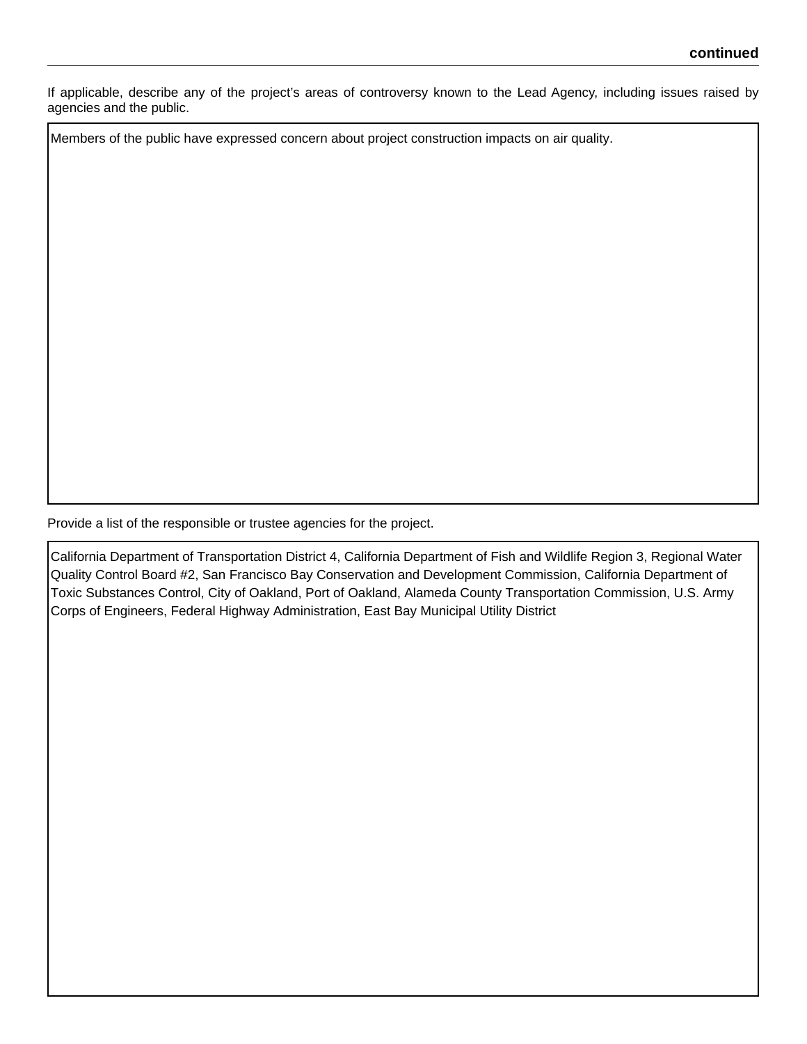**continued**

If applicable, describe any of the project's areas of controversy known to the Lead Agency, including issues raised by agencies and the public.

Members of the public have expressed concern about project construction impacts on air quality.

Provide a list of the responsible or trustee agencies for the project.

California Department of Transportation District 4, California Department of Fish and Wildlife Region 3, Regional Water Quality Control Board #2, San Francisco Bay Conservation and Development Commission, California Department of Toxic Substances Control, City of Oakland, Port of Oakland, Alameda County Transportation Commission, U.S. Army Corps of Engineers, Federal Highway Administration, East Bay Municipal Utility District